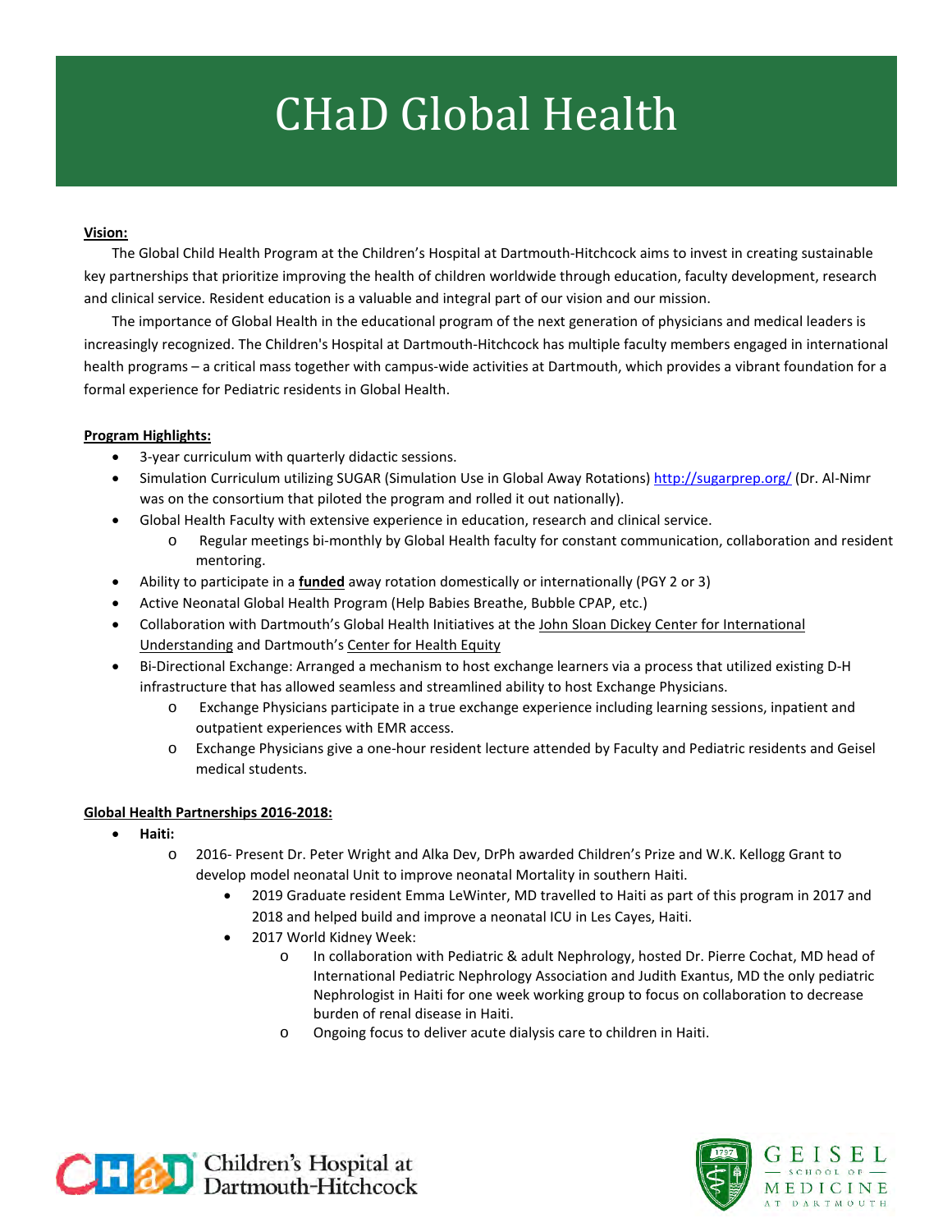# CHaD Global Health

**Vision:**

The Global Child Health Program at the Children's Hospital at Dartmouth-Hitchcock aims to invest in creating sustainable key partnerships that prioritize improving the health of children worldwide through education, faculty development, research and clinical service. Resident education is a valuable and integral part of our vision and our mission.

The importance of Global Health in the educational program of the next generation of physicians and medical leaders is increasingly recognized. The Children's Hospital at Dartmouth-Hitchcock has multiple faculty members engaged in international health programs – a critical mass together with campus-wide activities at Dartmouth, which provides a vibrant foundation for a formal experience for Pediatric residents in Global Health.

**Program Highlights:**

- 3-year curriculum with quarterly didactic sessions.
- Simulation Curriculum utilizing SUGAR (Simulation Use in Global Away Rotations) http://sugarprep.org/ (Dr. Al-Nimr was on the consortium that piloted the program and rolled it out nationally).
- Global Health Faculty with extensive experience in education, research and clinical service.
  - Regular meetings bi-monthly by Global Health faculty for constant communication, collaboration and resident mentoring.
- Ability to participate in a **funded** away rotation domestically or internationally (PGY 2 or 3)
- Active Neonatal Global Health Program (Help Babies Breathe, Bubble CPAP, etc.)
- Collaboration with Dartmouth's Global Health Initiatives at the John Sloan Dickey Center for International Understanding and Dartmouth's Center for Health Equity
- Bi-Directional Exchange: Arranged a mechanism to host exchange learners via a process that utilized existing D-H infrastructure that has allowed seamless and streamlined ability to host Exchange Physicians.
  - Exchange Physicians participate in a true exchange experience including learning sessions, inpatient and outpatient experiences with EMR access.
  - Exchange Physicians give a one-hour resident lecture attended by Faculty and Pediatric residents and Geisel medical students.

**Global Health Partnerships 2016-2018:**

- **Haiti:**
  - 2016- Present Dr. Peter Wright and Alka Dev, DrPh awarded Children's Prize and W.K. Kellogg Grant to develop model neonatal Unit to improve neonatal Mortality in southern Haiti.
    - 2019 Graduate resident Emma LeWinter, MD travelled to Haiti as part of this program in 2017 and 2018 and helped build and improve a neonatal ICU in Les Cayes, Haiti.
    - 2017 World Kidney Week:
      - In collaboration with Pediatric & adult Nephrology, hosted Dr. Pierre Cochat, MD head of International Pediatric Nephrology Association and Judith Exantus, MD the only pediatric Nephrologist in Haiti for one week working group to focus on collaboration to decrease burden of renal disease in Haiti.
      - Ongoing focus to deliver acute dialysis care to children in Haiti.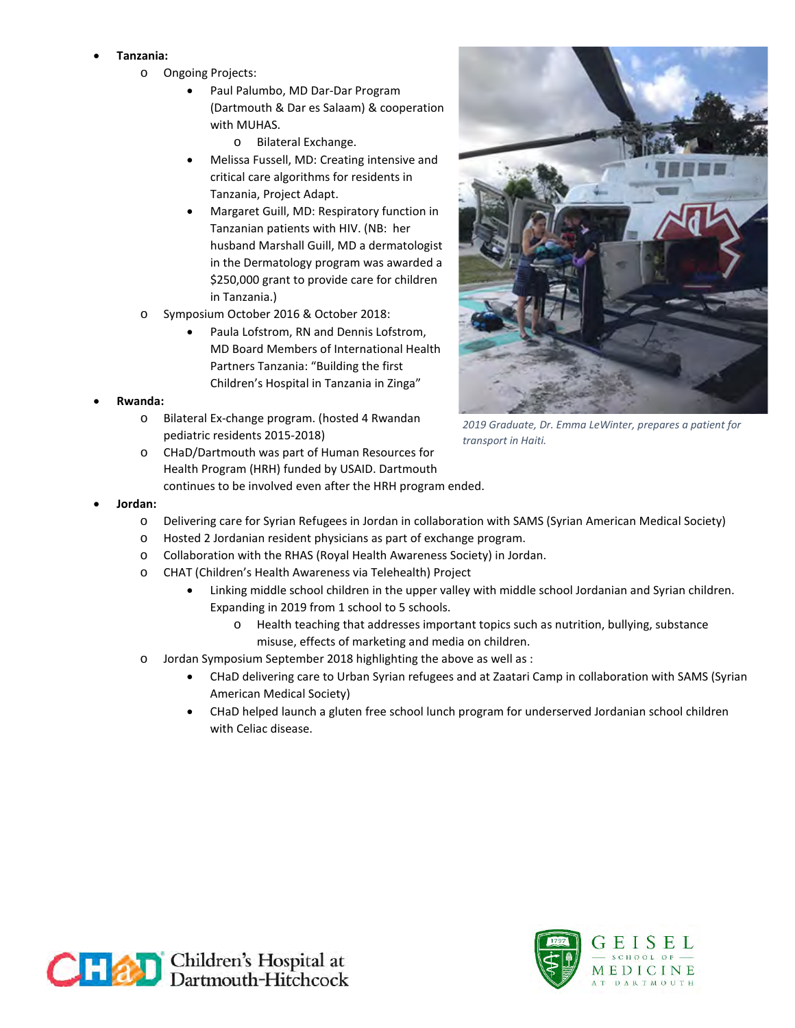- **Tanzania:**
  - Ongoing Projects:
    - Paul Palumbo, MD Dar-Dar Program (Dartmouth & Dar es Salaam) & cooperation with MUHAS.
      - Bilateral Exchange.
    - Melissa Fussell, MD: Creating intensive and critical care algorithms for residents in Tanzania, Project Adapt.
    - Margaret Guill, MD: Respiratory function in Tanzanian patients with HIV. (NB: her husband Marshall Guill, MD a dermatologist in the Dermatology program was awarded a $250,000 grant to provide care for children in Tanzania.)
  - Symposium October 2016 & October 2018:
    - Paula Lofstrom, RN and Dennis Lofstrom, MD Board Members of International Health Partners Tanzania: "Building the first Children's Hospital in Tanzania in Zinga"

*2019 Graduate, Dr. Emma LeWinter, prepares a patient for transport in Haiti.*

- **Rwanda:**
  - Bilateral Ex-change program. (hosted 4 Rwandan pediatric residents 2015-2018)
  - CHaD/Dartmouth was part of Human Resources for Health Program (HRH) funded by USAID. Dartmouth continues to be involved even after the HRH program ended.
- **Jordan:**
  - Delivering care for Syrian Refugees in Jordan in collaboration with SAMS (Syrian American Medical Society)
  - Hosted 2 Jordanian resident physicians as part of exchange program.
  - Collaboration with the RHAS (Royal Health Awareness Society) in Jordan.
  - CHAT (Children's Health Awareness via Telehealth) Project
    - Linking middle school children in the upper valley with middle school Jordanian and Syrian children. Expanding in 2019 from 1 school to 5 schools.
      - Health teaching that addresses important topics such as nutrition, bullying, substance misuse, effects of marketing and media on children.
  - Jordan Symposium September 2018 highlighting the above as well as :
    - CHaD delivering care to Urban Syrian refugees and at Zaatari Camp in collaboration with SAMS (Syrian American Medical Society)
    - CHaD helped launch a gluten free school lunch program for underserved Jordanian school children with Celiac disease.